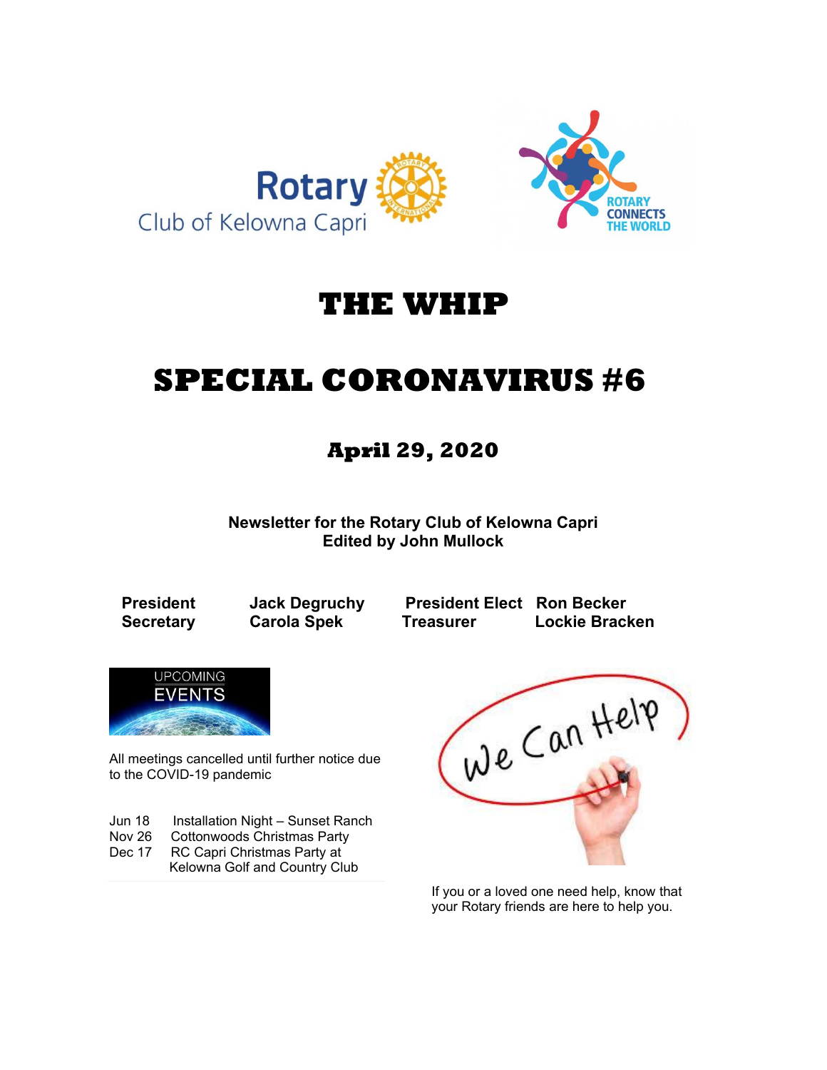Rotary Club of Kelowna Capri

ROTARY CONNECTS THE WORLD

# THE WHIP

# SPECIAL CORONAVIRUS #6

## April 29, 2020

**Newsletter for the Rotary Club of Kelowna Capri**
**Edited by John Mullock**

| | | | |
|---|---|---|---|
| **President** | **Jack Degruchy** | **President Elect** | **Ron Becker** |
| **Secretary** | **Carola Spek** | **Treasurer** | **Lockie Bracken** |

UPCOMING EVENTS

All meetings cancelled until further notice due to the COVID-19 pandemic

| | |
|---|---|
| Jun 18 | Installation Night – Sunset Ranch |
| Nov 26 | Cottonwoods Christmas Party |
| Dec 17 | RC Capri Christmas Party at Kelowna Golf and Country Club |

We Can Help

If you or a loved one need help, know that your Rotary friends are here to help you.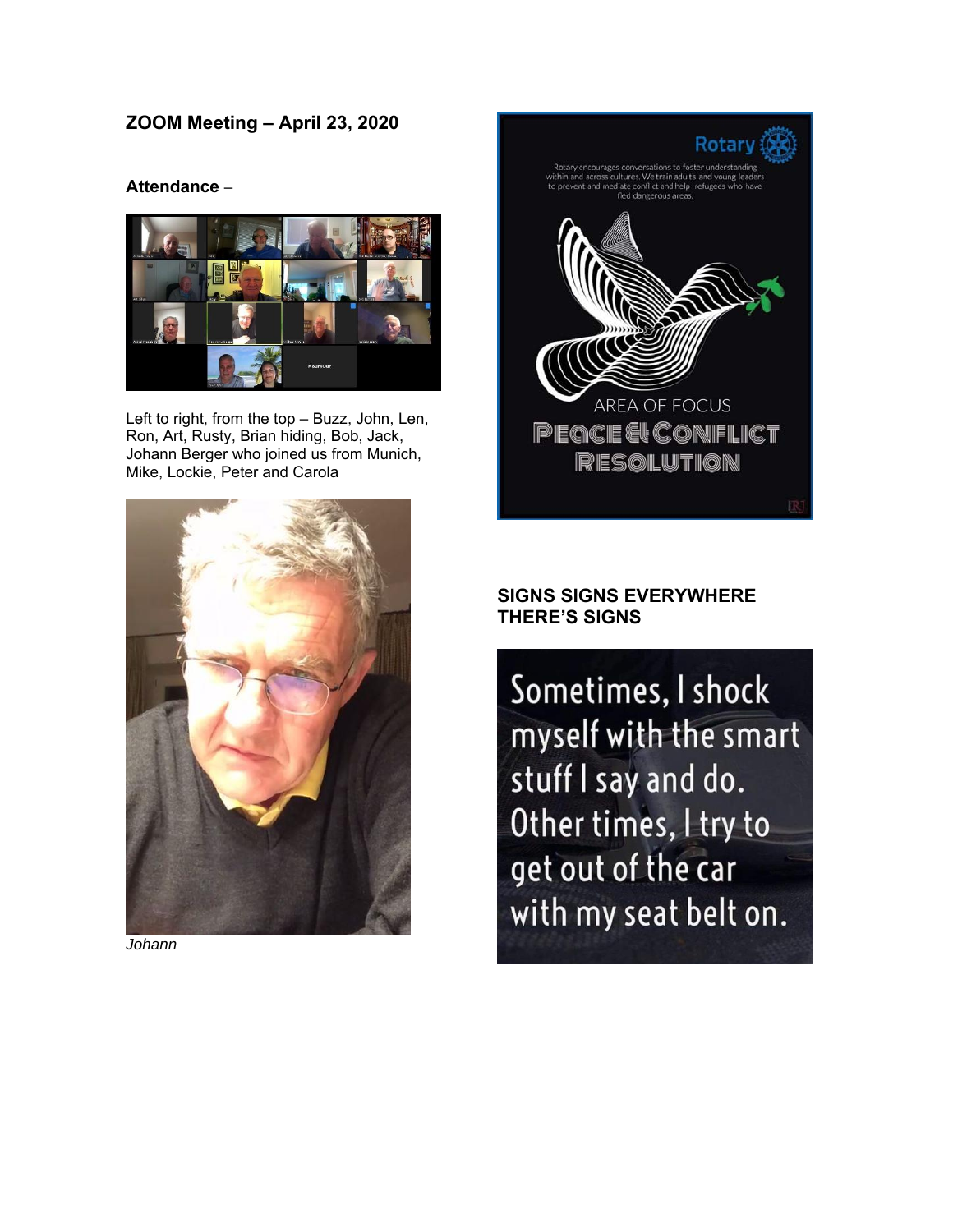## ZOOM Meeting – April 23, 2020

**Attendance** –

Left to right, from the top – Buzz, John, Len, Ron, Art, Rusty, Brian hiding, Bob, Jack, Johann Berger who joined us from Munich, Mike, Lockie, Peter and Carola

*Johann*

**SIGNS SIGNS EVERYWHERE THERE'S SIGNS**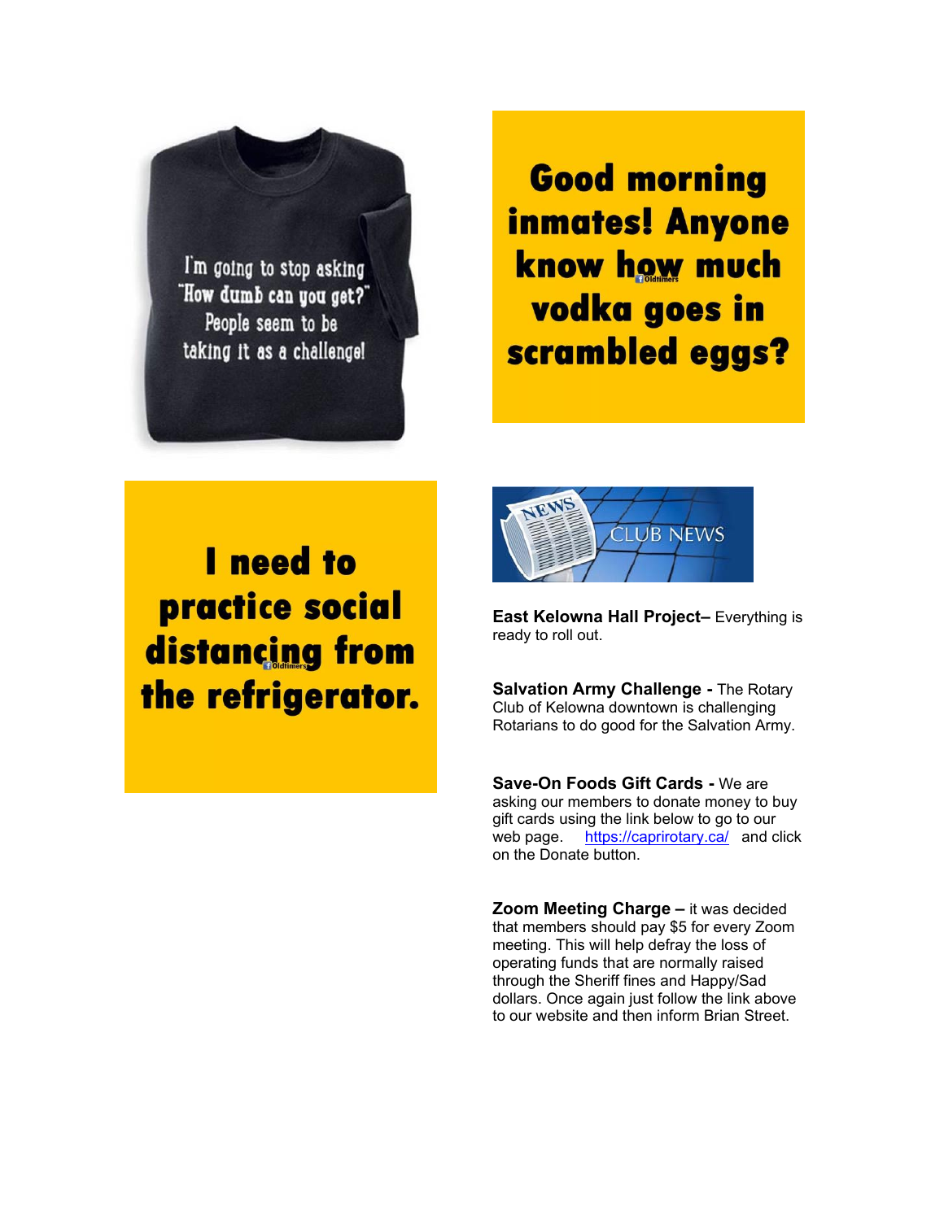I'm going to stop asking "How dumb can you get?" People seem to be taking it as a challenge!

**Good morning inmates! Anyone know how much vodka goes in scrambled eggs?**

**I need to practice social distancing from the refrigerator.**

## CLUB NEWS

**East Kelowna Hall Project–** Everything is ready to roll out.

**Salvation Army Challenge -** The Rotary Club of Kelowna downtown is challenging Rotarians to do good for the Salvation Army.

**Save-On Foods Gift Cards -** We are asking our members to donate money to buy gift cards using the link below to go to our web page. https://caprirotary.ca/ and click on the Donate button.

**Zoom Meeting Charge –** it was decided that members should pay $5 for every Zoom meeting. This will help defray the loss of operating funds that are normally raised through the Sheriff fines and Happy/Sad dollars. Once again just follow the link above to our website and then inform Brian Street.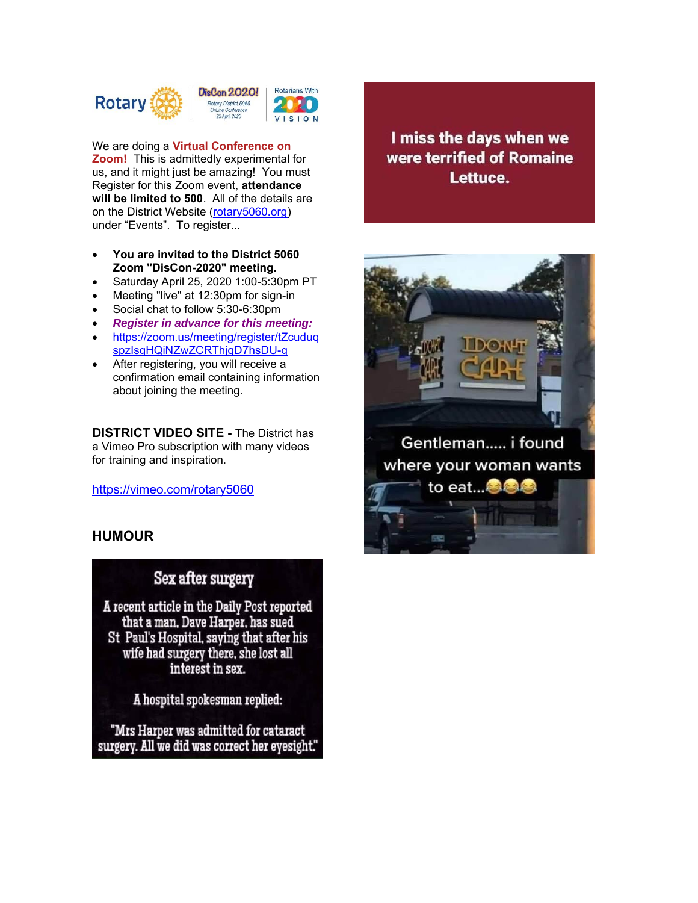Rotary | DisCon 2020! Rotary District 5060 OnLine Conference 25 April 2020 | Rotarians With 2020 VISION

We are doing a **Virtual Conference on Zoom!** This is admittedly experimental for us, and it might just be amazing! You must Register for this Zoom event, **attendance will be limited to 500**. All of the details are on the District Website (rotary5060.org) under "Events". To register...

- **You are invited to the District 5060 Zoom "DisCon-2020" meeting.**
- Saturday April 25, 2020 1:00-5:30pm PT
- Meeting "live" at 12:30pm for sign-in
- Social chat to follow 5:30-6:30pm
- ***Register in advance for this meeting:***
- https://zoom.us/meeting/register/tZcuduqspzIsgHQiNZwZCRThjgD7hsDU-g
- After registering, you will receive a confirmation email containing information about joining the meeting.

**DISTRICT VIDEO SITE -** The District has a Vimeo Pro subscription with many videos for training and inspiration.

https://vimeo.com/rotary5060

## HUMOUR

**Sex after surgery**

A recent article in the Daily Post reported that a man, Dave Harper, has sued St Paul's Hospital, saying that after his wife had surgery there, she lost all interest in sex.

A hospital spokesman replied:

"Mrs Harper was admitted for cataract surgery. All we did was correct her eyesight."

I miss the days when we were terrified of Romaine Lettuce.

Gentleman..... i found where your woman wants to eat...😂😂😂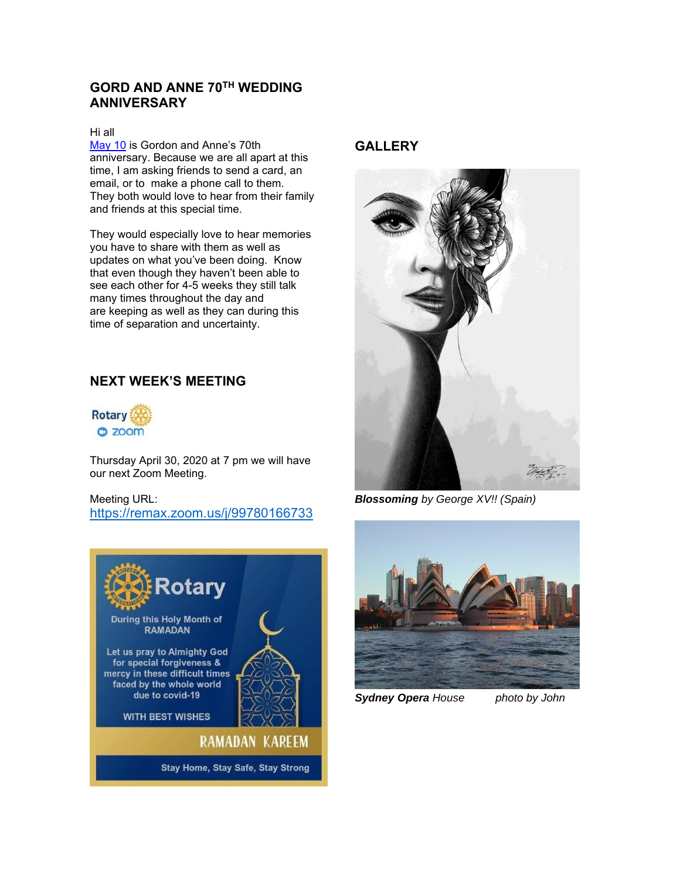## GORD AND ANNE 70TH WEDDING ANNIVERSARY

Hi all
May 10 is Gordon and Anne's 70th anniversary. Because we are all apart at this time, I am asking friends to send a card, an email, or to make a phone call to them. They both would love to hear from their family and friends at this special time.

They would especially love to hear memories you have to share with them as well as updates on what you've been doing. Know that even though they haven't been able to see each other for 4-5 weeks they still talk many times throughout the day and are keeping as well as they can during this time of separation and uncertainty.

## NEXT WEEK'S MEETING

Thursday April 30, 2020 at 7 pm we will have our next Zoom Meeting.

Meeting URL:
https://remax.zoom.us/j/99780166733

## GALLERY

***Blossoming** by George XV!! (Spain)*

***Sydney Opera** House photo by John*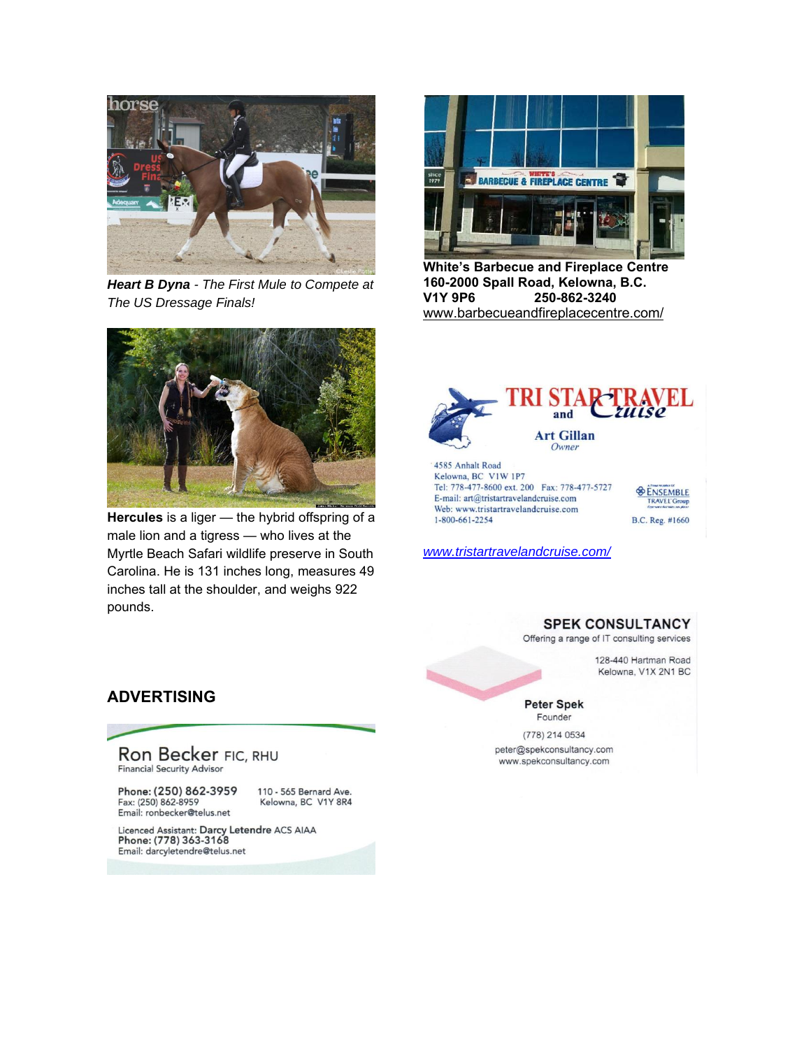***Heart B Dyna** - The First Mule to Compete at The US Dressage Finals!*

**Hercules** is a liger — the hybrid offspring of a male lion and a tigress — who lives at the Myrtle Beach Safari wildlife preserve in South Carolina. He is 131 inches long, measures 49 inches tall at the shoulder, and weighs 922 pounds.

**White's Barbecue and Fireplace Centre**
**160-2000 Spall Road, Kelowna, B.C.**
**V1Y 9P6 250-862-3240**
www.barbecueandfireplacecentre.com/

TRI STAR TRAVEL and Cruise

Art Gillan
Owner

4585 Anhalt Road
Kelowna, BC V1W 1P7
Tel: 778-477-8600 ext. 200 Fax: 778-477-5727
E-mail: art@tristartravelandcruise.com
Web: www.tristartravelandcruise.com
1-800-661-2254

ENSEMBLE TRAVEL Group
B.C. Reg. #1660

*www.tristartravelandcruise.com/*

SPEK CONSULTANCY
Offering a range of IT consulting services

128-440 Hartman Road
Kelowna, V1X 2N1 BC

Peter Spek
Founder

(778) 214 0534
peter@spekconsultancy.com
www.spekconsultancy.com

## ADVERTISING

Ron Becker FIC, RHU
Financial Security Advisor

Phone: (250) 862-3959
Fax: (250) 862-8959
Email: ronbecker@telus.net

110 - 565 Bernard Ave.
Kelowna, BC V1Y 8R4

Licenced Assistant: Darcy Letendre ACS AIAA
Phone: (778) 363-3168
Email: darcyletendre@telus.net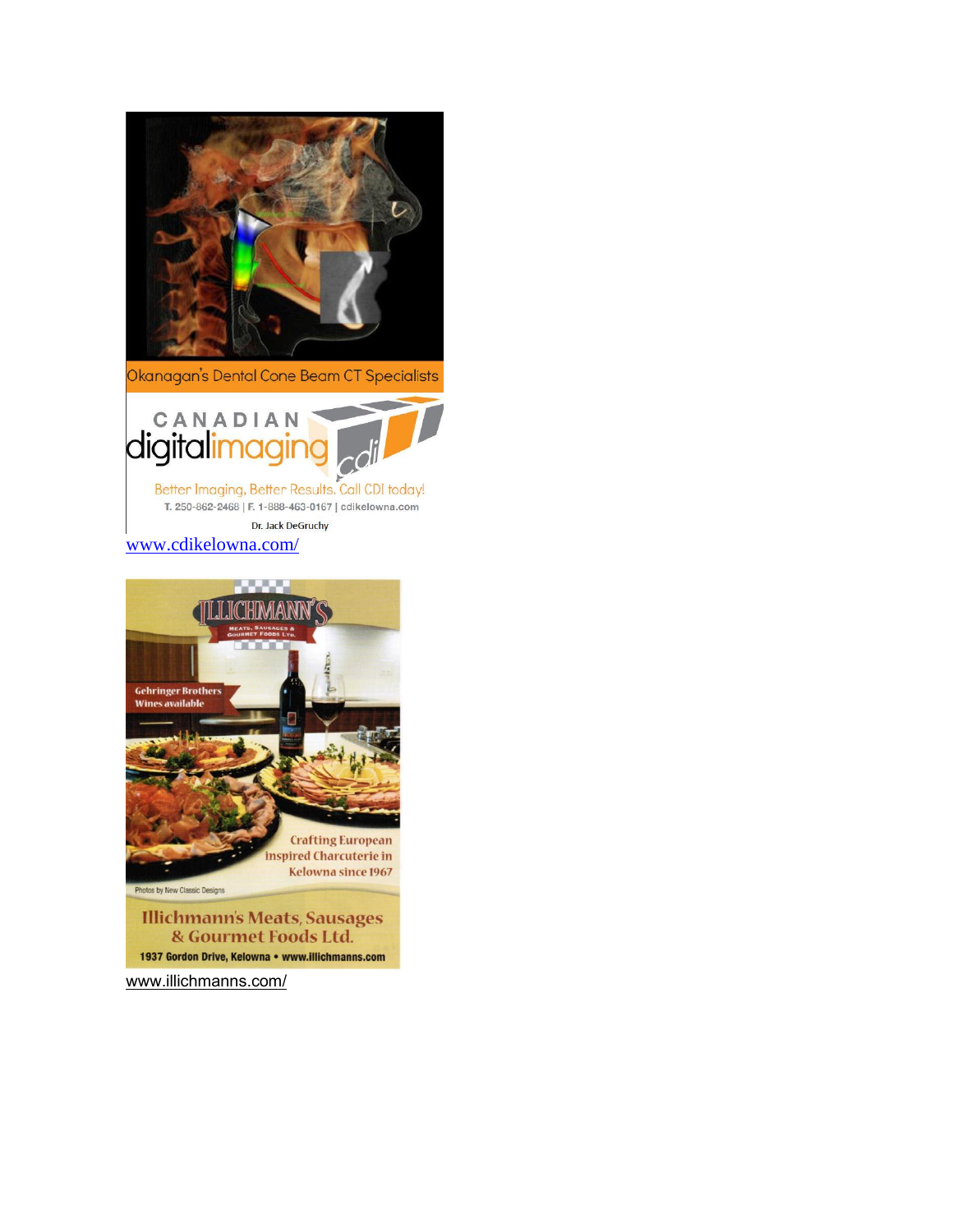Okanagan's Dental Cone Beam CT Specialists

CANADIAN digitalimaging cdi

Better Imaging, Better Results. Call CDI today!

T. 250-862-2468 | F. 1-888-463-0167 | cdikelowna.com

Dr. Jack DeGruchy

www.cdikelowna.com/

ILLICHMANN'S

MEATS, SAUSAGES & GOURMET FOODS LTD.

Gehringer Brothers Wines available

Crafting European inspired Charcuterie in Kelowna since 1967

Photos by New Classic Designs

Illichmann's Meats, Sausages & Gourmet Foods Ltd.

1937 Gordon Drive, Kelowna • www.illichmanns.com

www.illichmanns.com/